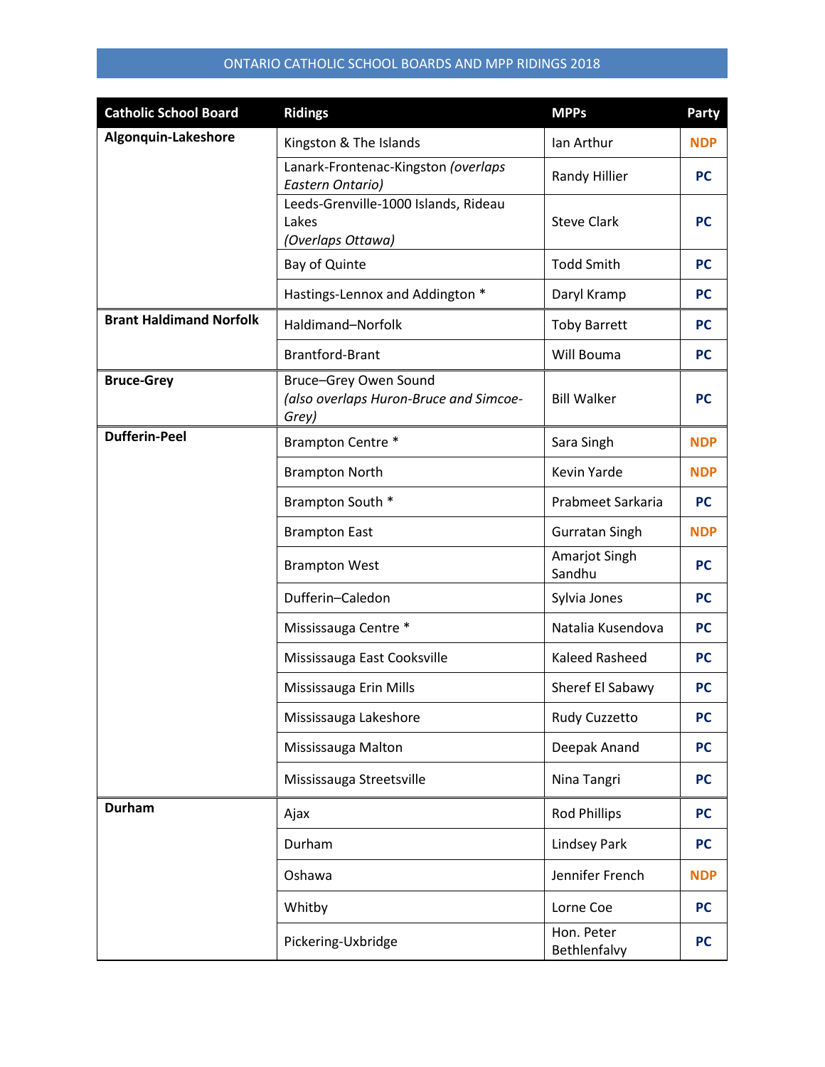# ONTARIO CATHOLIC SCHOOL BOARDS AND MPP RIDINGS 2018

| Catholic School Board | Ridings | MPPs | Party |
|---|---|---|---|
| **Algonquin-Lakeshore** | Kingston & The Islands | Ian Arthur | **NDP** |
| | Lanark-Frontenac-Kingston *(overlaps Eastern Ontario)* | Randy Hillier | **PC** |
| | Leeds-Grenville-1000 Islands, Rideau Lakes *(Overlaps Ottawa)* | Steve Clark | **PC** |
| | Bay of Quinte | Todd Smith | **PC** |
| | Hastings-Lennox and Addington * | Daryl Kramp | **PC** |
| **Brant Haldimand Norfolk** | Haldimand–Norfolk | Toby Barrett | **PC** |
| | Brantford-Brant | Will Bouma | **PC** |
| **Bruce-Grey** | Bruce–Grey Owen Sound *(also overlaps Huron-Bruce and Simcoe-Grey)* | Bill Walker | **PC** |
| **Dufferin-Peel** | Brampton Centre * | Sara Singh | **NDP** |
| | Brampton North | Kevin Yarde | **NDP** |
| | Brampton South * | Prabmeet Sarkaria | **PC** |
| | Brampton East | Gurratan Singh | **NDP** |
| | Brampton West | Amarjot Singh Sandhu | **PC** |
| | Dufferin–Caledon | Sylvia Jones | **PC** |
| | Mississauga Centre * | Natalia Kusendova | **PC** |
| | Mississauga East Cooksville | Kaleed Rasheed | **PC** |
| | Mississauga Erin Mills | Sheref El Sabawy | **PC** |
| | Mississauga Lakeshore | Rudy Cuzzetto | **PC** |
| | Mississauga Malton | Deepak Anand | **PC** |
| | Mississauga Streetsville | Nina Tangri | **PC** |
| **Durham** | Ajax | Rod Phillips | **PC** |
| | Durham | Lindsey Park | **PC** |
| | Oshawa | Jennifer French | **NDP** |
| | Whitby | Lorne Coe | **PC** |
| | Pickering-Uxbridge | Hon. Peter Bethlenfalvy | **PC** |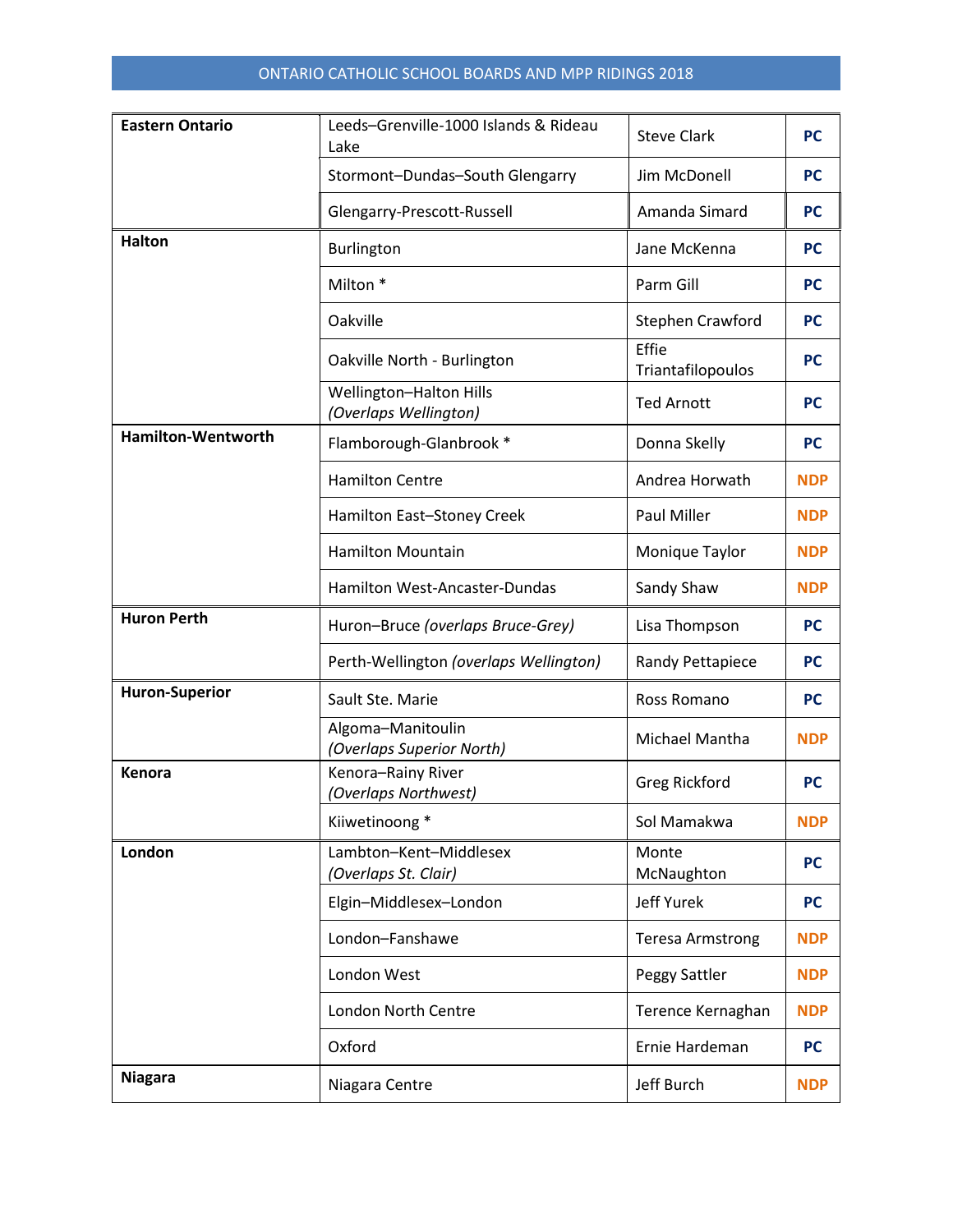ONTARIO CATHOLIC SCHOOL BOARDS AND MPP RIDINGS 2018

| | | | |
|---|---|---|---|
| **Eastern Ontario** | Leeds–Grenville-1000 Islands & Rideau Lake | Steve Clark | **PC** |
| | Stormont–Dundas–South Glengarry | Jim McDonell | **PC** |
| | Glengarry-Prescott-Russell | Amanda Simard | **PC** |
| **Halton** | Burlington | Jane McKenna | **PC** |
| | Milton * | Parm Gill | **PC** |
| | Oakville | Stephen Crawford | **PC** |
| | Oakville North - Burlington | Effie Triantafilopoulos | **PC** |
| | Wellington–Halton Hills *(Overlaps Wellington)* | Ted Arnott | **PC** |
| **Hamilton-Wentworth** | Flamborough-Glanbrook * | Donna Skelly | **PC** |
| | Hamilton Centre | Andrea Horwath | **NDP** |
| | Hamilton East–Stoney Creek | Paul Miller | **NDP** |
| | Hamilton Mountain | Monique Taylor | **NDP** |
| | Hamilton West-Ancaster-Dundas | Sandy Shaw | **NDP** |
| **Huron Perth** | Huron–Bruce *(overlaps Bruce-Grey)* | Lisa Thompson | **PC** |
| | Perth-Wellington *(overlaps Wellington)* | Randy Pettapiece | **PC** |
| **Huron-Superior** | Sault Ste. Marie | Ross Romano | **PC** |
| | Algoma–Manitoulin *(Overlaps Superior North)* | Michael Mantha | **NDP** |
| **Kenora** | Kenora–Rainy River *(Overlaps Northwest)* | Greg Rickford | **PC** |
| | Kiiwetinoong * | Sol Mamakwa | **NDP** |
| **London** | Lambton–Kent–Middlesex *(Overlaps St. Clair)* | Monte McNaughton | **PC** |
| | Elgin–Middlesex–London | Jeff Yurek | **PC** |
| | London–Fanshawe | Teresa Armstrong | **NDP** |
| | London West | Peggy Sattler | **NDP** |
| | London North Centre | Terence Kernaghan | **NDP** |
| | Oxford | Ernie Hardeman | **PC** |
| **Niagara** | Niagara Centre | Jeff Burch | **NDP** |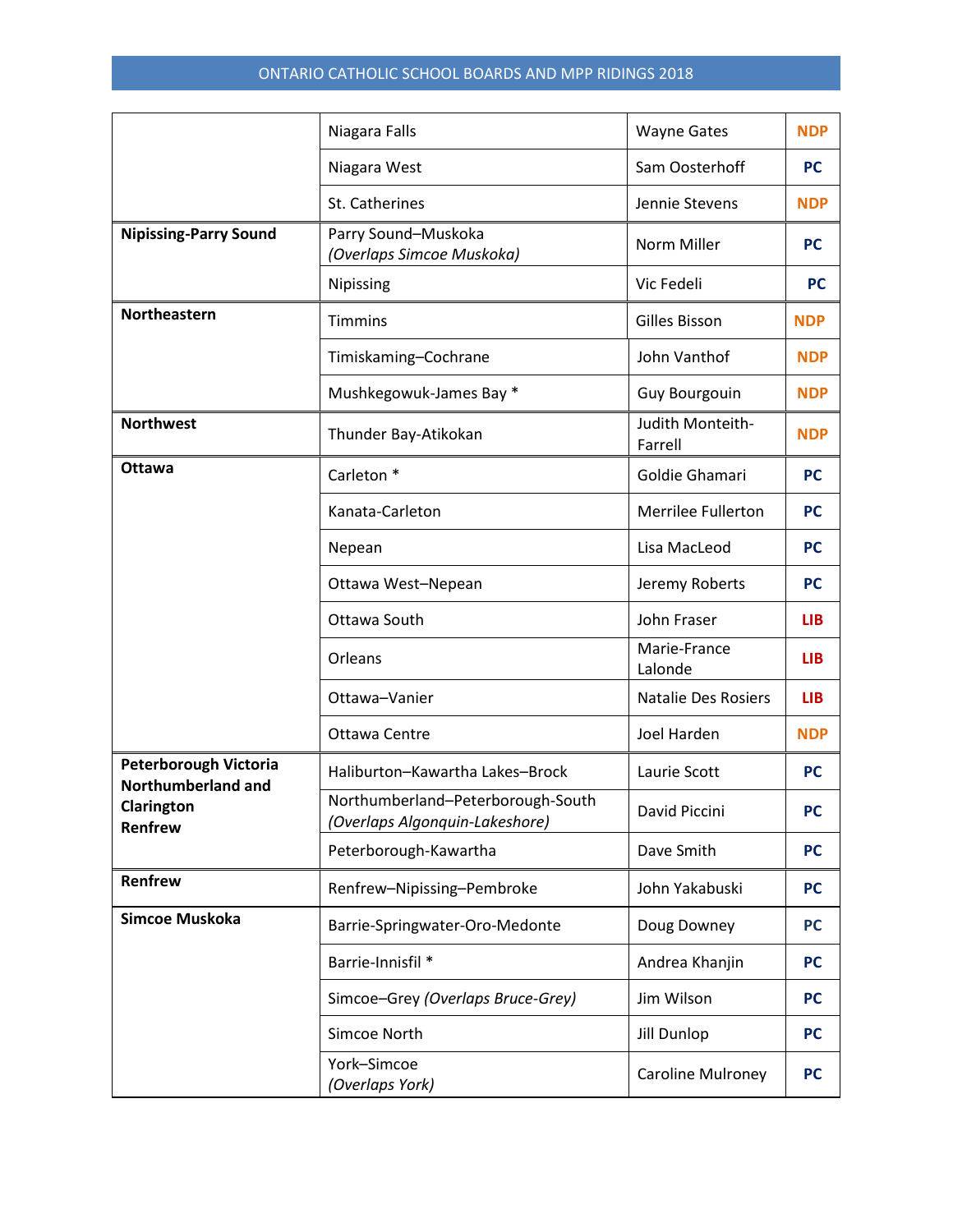ONTARIO CATHOLIC SCHOOL BOARDS AND MPP RIDINGS 2018

| | | | |
|---|---|---|---|
| | Niagara Falls | Wayne Gates | NDP |
| | Niagara West | Sam Oosterhoff | PC |
| | St. Catherines | Jennie Stevens | NDP |
| **Nipissing-Parry Sound** | Parry Sound–Muskoka *(Overlaps Simcoe Muskoka)* | Norm Miller | PC |
| | Nipissing | Vic Fedeli | PC |
| **Northeastern** | Timmins | Gilles Bisson | NDP |
| | Timiskaming–Cochrane | John Vanthof | NDP |
| | Mushkegowuk-James Bay * | Guy Bourgouin | NDP |
| **Northwest** | Thunder Bay-Atikokan | Judith Monteith-Farrell | NDP |
| **Ottawa** | Carleton * | Goldie Ghamari | PC |
| | Kanata-Carleton | Merrilee Fullerton | PC |
| | Nepean | Lisa MacLeod | PC |
| | Ottawa West–Nepean | Jeremy Roberts | PC |
| | Ottawa South | John Fraser | LIB |
| | Orleans | Marie-France Lalonde | LIB |
| | Ottawa–Vanier | Natalie Des Rosiers | LIB |
| | Ottawa Centre | Joel Harden | NDP |
| **Peterborough Victoria Northumberland and Clarington Renfrew** | Haliburton–Kawartha Lakes–Brock | Laurie Scott | PC |
| | Northumberland–Peterborough-South *(Overlaps Algonquin-Lakeshore)* | David Piccini | PC |
| | Peterborough-Kawartha | Dave Smith | PC |
| **Renfrew** | Renfrew–Nipissing–Pembroke | John Yakabuski | PC |
| **Simcoe Muskoka** | Barrie-Springwater-Oro-Medonte | Doug Downey | PC |
| | Barrie-Innisfil * | Andrea Khanjin | PC |
| | Simcoe–Grey *(Overlaps Bruce-Grey)* | Jim Wilson | PC |
| | Simcoe North | Jill Dunlop | PC |
| | York–Simcoe *(Overlaps York)* | Caroline Mulroney | PC |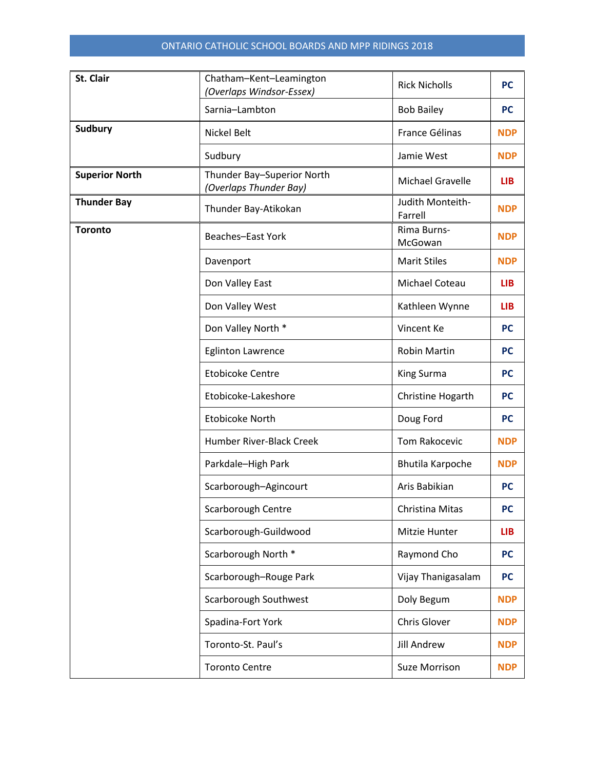ONTARIO CATHOLIC SCHOOL BOARDS AND MPP RIDINGS 2018

| | | | |
|---|---|---|---|
| **St. Clair** | Chatham–Kent–Leamington *(Overlaps Windsor-Essex)* | Rick Nicholls | **PC** |
| | Sarnia–Lambton | Bob Bailey | **PC** |
| **Sudbury** | Nickel Belt | France Gélinas | **NDP** |
| | Sudbury | Jamie West | **NDP** |
| **Superior North** | Thunder Bay–Superior North *(Overlaps Thunder Bay)* | Michael Gravelle | **LIB** |
| **Thunder Bay** | Thunder Bay-Atikokan | Judith Monteith-Farrell | **NDP** |
| **Toronto** | Beaches–East York | Rima Burns-McGowan | **NDP** |
| | Davenport | Marit Stiles | **NDP** |
| | Don Valley East | Michael Coteau | **LIB** |
| | Don Valley West | Kathleen Wynne | **LIB** |
| | Don Valley North * | Vincent Ke | **PC** |
| | Eglinton Lawrence | Robin Martin | **PC** |
| | Etobicoke Centre | King Surma | **PC** |
| | Etobicoke-Lakeshore | Christine Hogarth | **PC** |
| | Etobicoke North | Doug Ford | **PC** |
| | Humber River-Black Creek | Tom Rakocevic | **NDP** |
| | Parkdale–High Park | Bhutila Karpoche | **NDP** |
| | Scarborough–Agincourt | Aris Babikian | **PC** |
| | Scarborough Centre | Christina Mitas | **PC** |
| | Scarborough-Guildwood | Mitzie Hunter | **LIB** |
| | Scarborough North * | Raymond Cho | **PC** |
| | Scarborough–Rouge Park | Vijay Thanigasalam | **PC** |
| | Scarborough Southwest | Doly Begum | **NDP** |
| | Spadina-Fort York | Chris Glover | **NDP** |
| | Toronto-St. Paul's | Jill Andrew | **NDP** |
| | Toronto Centre | Suze Morrison | **NDP** |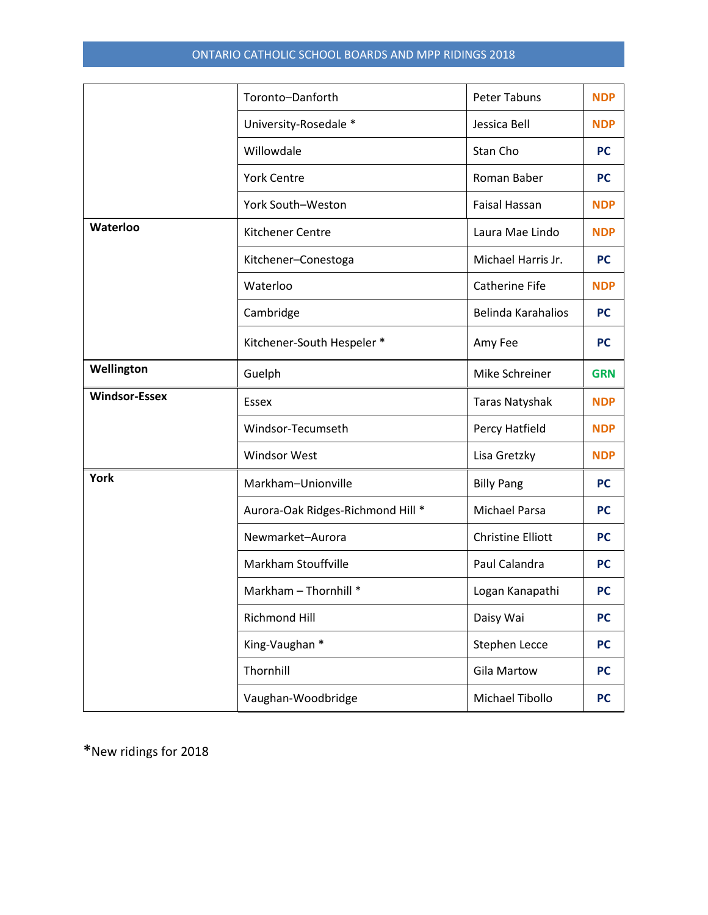## ONTARIO CATHOLIC SCHOOL BOARDS AND MPP RIDINGS 2018

| | | | |
|---|---|---|---|
| | Toronto–Danforth | Peter Tabuns | NDP |
| | University-Rosedale * | Jessica Bell | NDP |
| | Willowdale | Stan Cho | PC |
| | York Centre | Roman Baber | PC |
| | York South–Weston | Faisal Hassan | NDP |
| **Waterloo** | Kitchener Centre | Laura Mae Lindo | NDP |
| | Kitchener–Conestoga | Michael Harris Jr. | PC |
| | Waterloo | Catherine Fife | NDP |
| | Cambridge | Belinda Karahalios | PC |
| | Kitchener-South Hespeler * | Amy Fee | PC |
| **Wellington** | Guelph | Mike Schreiner | GRN |
| **Windsor-Essex** | Essex | Taras Natyshak | NDP |
| | Windsor-Tecumseth | Percy Hatfield | NDP |
| | Windsor West | Lisa Gretzky | NDP |
| **York** | Markham–Unionville | Billy Pang | PC |
| | Aurora-Oak Ridges-Richmond Hill * | Michael Parsa | PC |
| | Newmarket–Aurora | Christine Elliott | PC |
| | Markham Stouffville | Paul Calandra | PC |
| | Markham – Thornhill * | Logan Kanapathi | PC |
| | Richmond Hill | Daisy Wai | PC |
| | King-Vaughan * | Stephen Lecce | PC |
| | Thornhill | Gila Martow | PC |
| | Vaughan-Woodbridge | Michael Tibollo | PC |

*New ridings for 2018